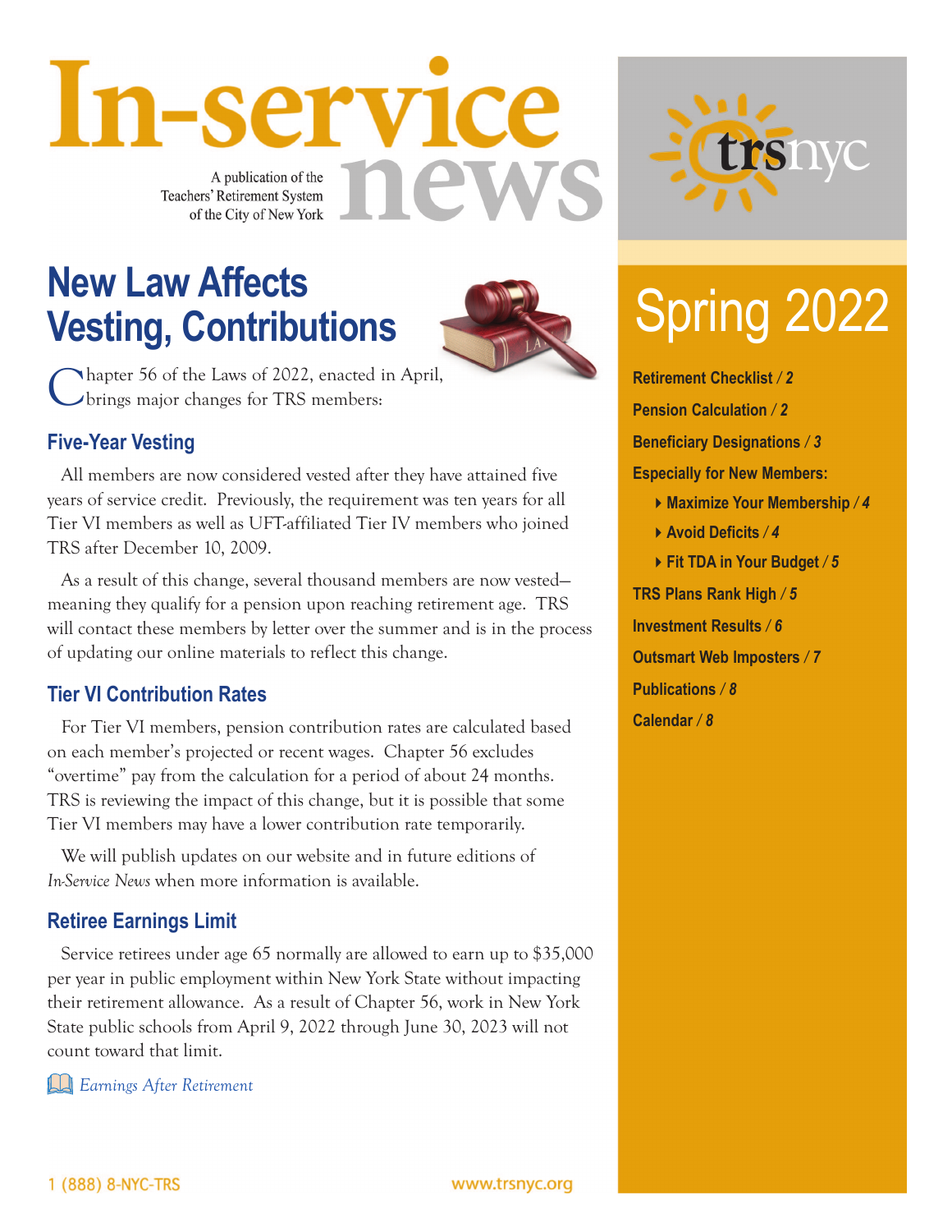# In-service news

A publication of the Teachers' Retirement System of the City of New York

trsnyc

## Spring 2022

**Retirement Checklist / 2**

**Pension Calculation / 2**

**Beneficiary Designations / 3**

**Especially for New Members:**

- **Maximize Your Membership / 4**
- **Avoid Deficits / 4**
- **Fit TDA in Your Budget / 5**

**TRS Plans Rank High / 5**

**Investment Results / 6**

**Outsmart Web Imposters / 7**

**Publications / 8**

**Calendar / 8**

## New Law Affects Vesting, Contributions

Chapter 56 of the Laws of 2022, enacted in April, brings major changes for TRS members:

### Five-Year Vesting

All members are now considered vested after they have attained five years of service credit. Previously, the requirement was ten years for all Tier VI members as well as UFT-affiliated Tier IV members who joined TRS after December 10, 2009.

As a result of this change, several thousand members are now vested—meaning they qualify for a pension upon reaching retirement age. TRS will contact these members by letter over the summer and is in the process of updating our online materials to reflect this change.

### Tier VI Contribution Rates

For Tier VI members, pension contribution rates are calculated based on each member's projected or recent wages. Chapter 56 excludes "overtime" pay from the calculation for a period of about 24 months. TRS is reviewing the impact of this change, but it is possible that some Tier VI members may have a lower contribution rate temporarily.

We will publish updates on our website and in future editions of *In-Service News* when more information is available.

### Retiree Earnings Limit

Service retirees under age 65 normally are allowed to earn up to $35,000 per year in public employment within New York State without impacting their retirement allowance. As a result of Chapter 56, work in New York State public schools from April 9, 2022 through June 30, 2023 will not count toward that limit.

*Earnings After Retirement*

1 (888) 8-NYC-TRS www.trsnyc.org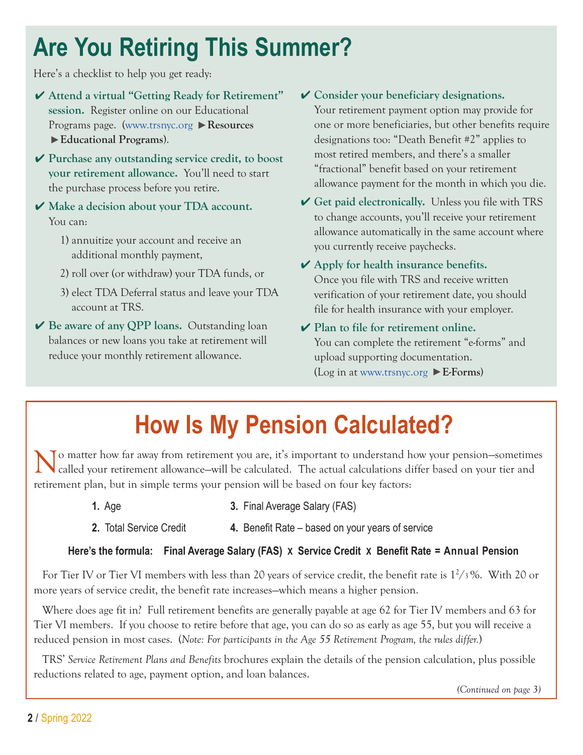# Are You Retiring This Summer?

Here's a checklist to help you get ready:

- ✔ **Attend a virtual "Getting Ready for Retirement" session.** Register online on our Educational Programs page. (www.trsnyc.org ►**Resources** ►**Educational Programs**).
- ✔ **Purchase any outstanding service credit, to boost your retirement allowance.** You'll need to start the purchase process before you retire.
- ✔ **Make a decision about your TDA account.** You can:
  1) annuitize your account and receive an additional monthly payment,
  2) roll over (or withdraw) your TDA funds, or
  3) elect TDA Deferral status and leave your TDA account at TRS.
- ✔ **Be aware of any QPP loans.** Outstanding loan balances or new loans you take at retirement will reduce your monthly retirement allowance.
- ✔ **Consider your beneficiary designations.** Your retirement payment option may provide for one or more beneficiaries, but other benefits require designations too: "Death Benefit #2" applies to most retired members, and there's a smaller "fractional" benefit based on your retirement allowance payment for the month in which you die.
- ✔ **Get paid electronically.** Unless you file with TRS to change accounts, you'll receive your retirement allowance automatically in the same account where you currently receive paychecks.
- ✔ **Apply for health insurance benefits.** Once you file with TRS and receive written verification of your retirement date, you should file for health insurance with your employer.
- ✔ **Plan to file for retirement online.** You can complete the retirement "e-forms" and upload supporting documentation. (Log in at www.trsnyc.org ►**E-Forms**)

# How Is My Pension Calculated?

No matter how far away from retirement you are, it's important to understand how your pension—sometimes called your retirement allowance—will be calculated. The actual calculations differ based on your tier and retirement plan, but in simple terms your pension will be based on four key factors:

1. Age
2. Total Service Credit
3. Final Average Salary (FAS)
4. Benefit Rate – based on your years of service

**Here's the formula: Final Average Salary (FAS) x Service Credit x Benefit Rate = Annual Pension**

For Tier IV or Tier VI members with less than 20 years of service credit, the benefit rate is $1\frac{2}{3}$%. With 20 or more years of service credit, the benefit rate increases—which means a higher pension.

Where does age fit in? Full retirement benefits are generally payable at age 62 for Tier IV members and 63 for Tier VI members. If you choose to retire before that age, you can do so as early as age 55, but you will receive a reduced pension in most cases. (*Note: For participants in the Age 55 Retirement Program, the rules differ.*)

TRS' *Service Retirement Plans and Benefits* brochures explain the details of the pension calculation, plus possible reductions related to age, payment option, and loan balances.

*(Continued on page 3)*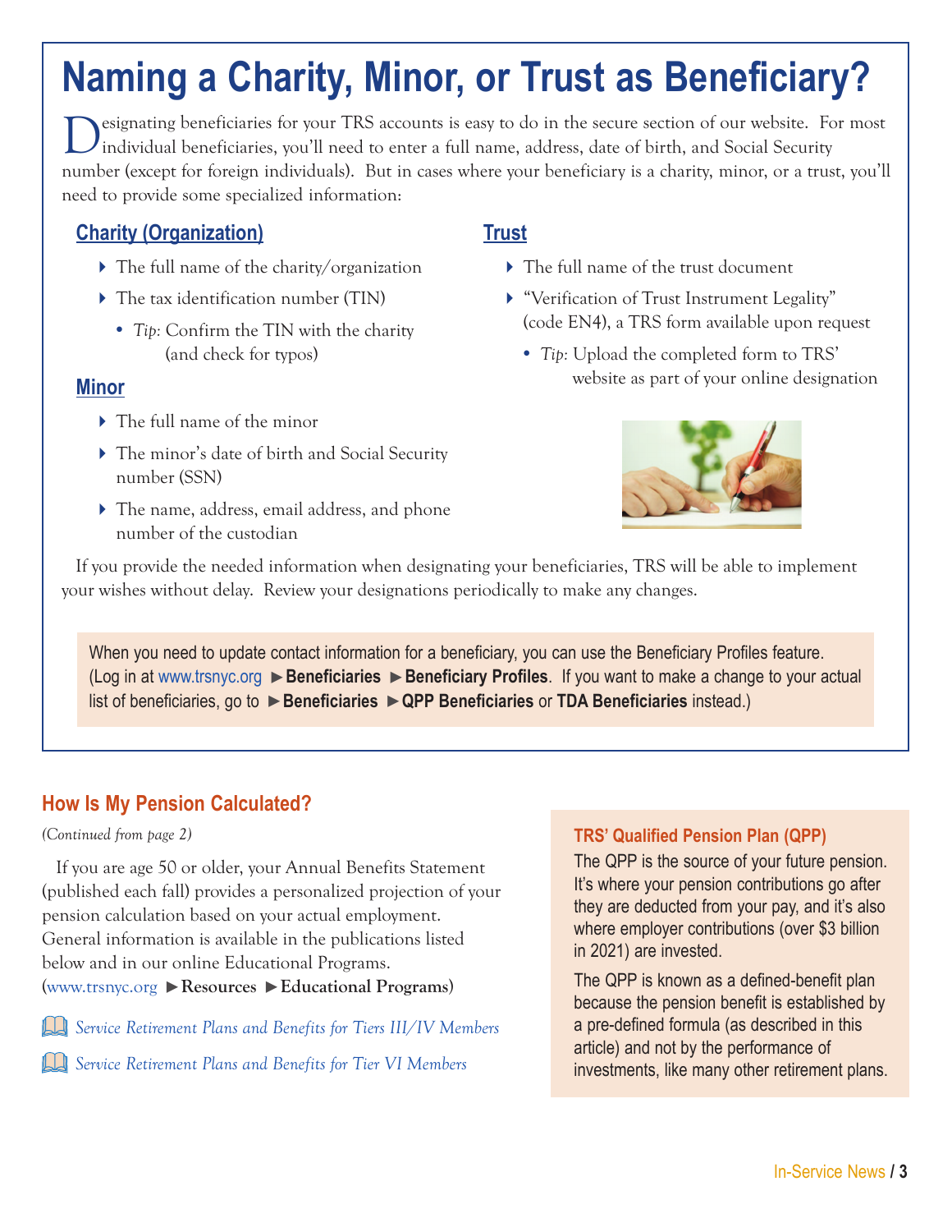# Naming a Charity, Minor, or Trust as Beneficiary?

Designating beneficiaries for your TRS accounts is easy to do in the secure section of our website. For most individual beneficiaries, you'll need to enter a full name, address, date of birth, and Social Security number (except for foreign individuals). But in cases where your beneficiary is a charity, minor, or a trust, you'll need to provide some specialized information:

### Charity (Organization)

- The full name of the charity/organization
- The tax identification number (TIN)
  - *Tip*: Confirm the TIN with the charity (and check for typos)

### Minor

- The full name of the minor
- The minor's date of birth and Social Security number (SSN)
- The name, address, email address, and phone number of the custodian

### Trust

- The full name of the trust document
- "Verification of Trust Instrument Legality" (code EN4), a TRS form available upon request
  - *Tip*: Upload the completed form to TRS' website as part of your online designation

If you provide the needed information when designating your beneficiaries, TRS will be able to implement your wishes without delay. Review your designations periodically to make any changes.

When you need to update contact information for a beneficiary, you can use the Beneficiary Profiles feature. (Log in at www.trsnyc.org ►**Beneficiaries** ►**Beneficiary Profiles**. If you want to make a change to your actual list of beneficiaries, go to ►**Beneficiaries** ►**QPP Beneficiaries** or **TDA Beneficiaries** instead.)

## How Is My Pension Calculated?

*(Continued from page 2)*

If you are age 50 or older, your Annual Benefits Statement (published each fall) provides a personalized projection of your pension calculation based on your actual employment. General information is available in the publications listed below and in our online Educational Programs. (www.trsnyc.org ►**Resources** ►**Educational Programs**)

- *Service Retirement Plans and Benefits for Tiers III/IV Members*
- *Service Retirement Plans and Benefits for Tier VI Members*

### TRS' Qualified Pension Plan (QPP)

The QPP is the source of your future pension. It's where your pension contributions go after they are deducted from your pay, and it's also where employer contributions (over $3 billion in 2021) are invested.

The QPP is known as a defined-benefit plan because the pension benefit is established by a pre-defined formula (as described in this article) and not by the performance of investments, like many other retirement plans.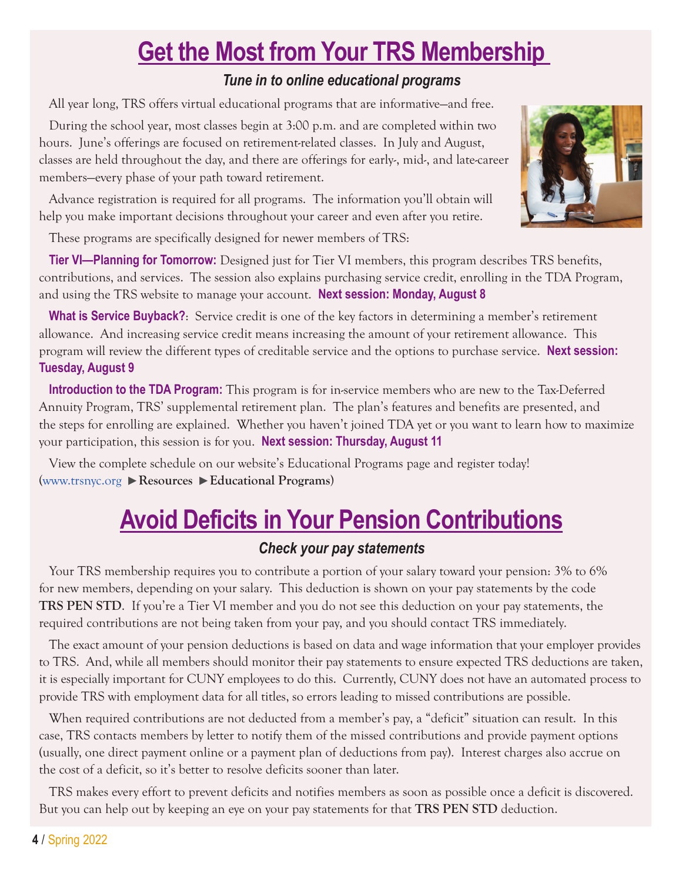# Get the Most from Your TRS Membership

### *Tune in to online educational programs*

All year long, TRS offers virtual educational programs that are informative—and free.

During the school year, most classes begin at 3:00 p.m. and are completed within two hours. June's offerings are focused on retirement-related classes. In July and August, classes are held throughout the day, and there are offerings for early-, mid-, and late-career members—every phase of your path toward retirement.

Advance registration is required for all programs. The information you'll obtain will help you make important decisions throughout your career and even after you retire.

These programs are specifically designed for newer members of TRS:

**Tier VI—Planning for Tomorrow:** Designed just for Tier VI members, this program describes TRS benefits, contributions, and services. The session also explains purchasing service credit, enrolling in the TDA Program, and using the TRS website to manage your account. **Next session: Monday, August 8**

**What is Service Buyback?**: Service credit is one of the key factors in determining a member's retirement allowance. And increasing service credit means increasing the amount of your retirement allowance. This program will review the different types of creditable service and the options to purchase service. **Next session: Tuesday, August 9**

**Introduction to the TDA Program:** This program is for in-service members who are new to the Tax-Deferred Annuity Program, TRS' supplemental retirement plan. The plan's features and benefits are presented, and the steps for enrolling are explained. Whether you haven't joined TDA yet or you want to learn how to maximize your participation, this session is for you. **Next session: Thursday, August 11**

View the complete schedule on our website's Educational Programs page and register today! (www.trsnyc.org ►**Resources** ►**Educational Programs**)

# Avoid Deficits in Your Pension Contributions

### *Check your pay statements*

Your TRS membership requires you to contribute a portion of your salary toward your pension: 3% to 6% for new members, depending on your salary. This deduction is shown on your pay statements by the code **TRS PEN STD**. If you're a Tier VI member and you do not see this deduction on your pay statements, the required contributions are not being taken from your pay, and you should contact TRS immediately.

The exact amount of your pension deductions is based on data and wage information that your employer provides to TRS. And, while all members should monitor their pay statements to ensure expected TRS deductions are taken, it is especially important for CUNY employees to do this. Currently, CUNY does not have an automated process to provide TRS with employment data for all titles, so errors leading to missed contributions are possible.

When required contributions are not deducted from a member's pay, a "deficit" situation can result. In this case, TRS contacts members by letter to notify them of the missed contributions and provide payment options (usually, one direct payment online or a payment plan of deductions from pay). Interest charges also accrue on the cost of a deficit, so it's better to resolve deficits sooner than later.

TRS makes every effort to prevent deficits and notifies members as soon as possible once a deficit is discovered. But you can help out by keeping an eye on your pay statements for that **TRS PEN STD** deduction.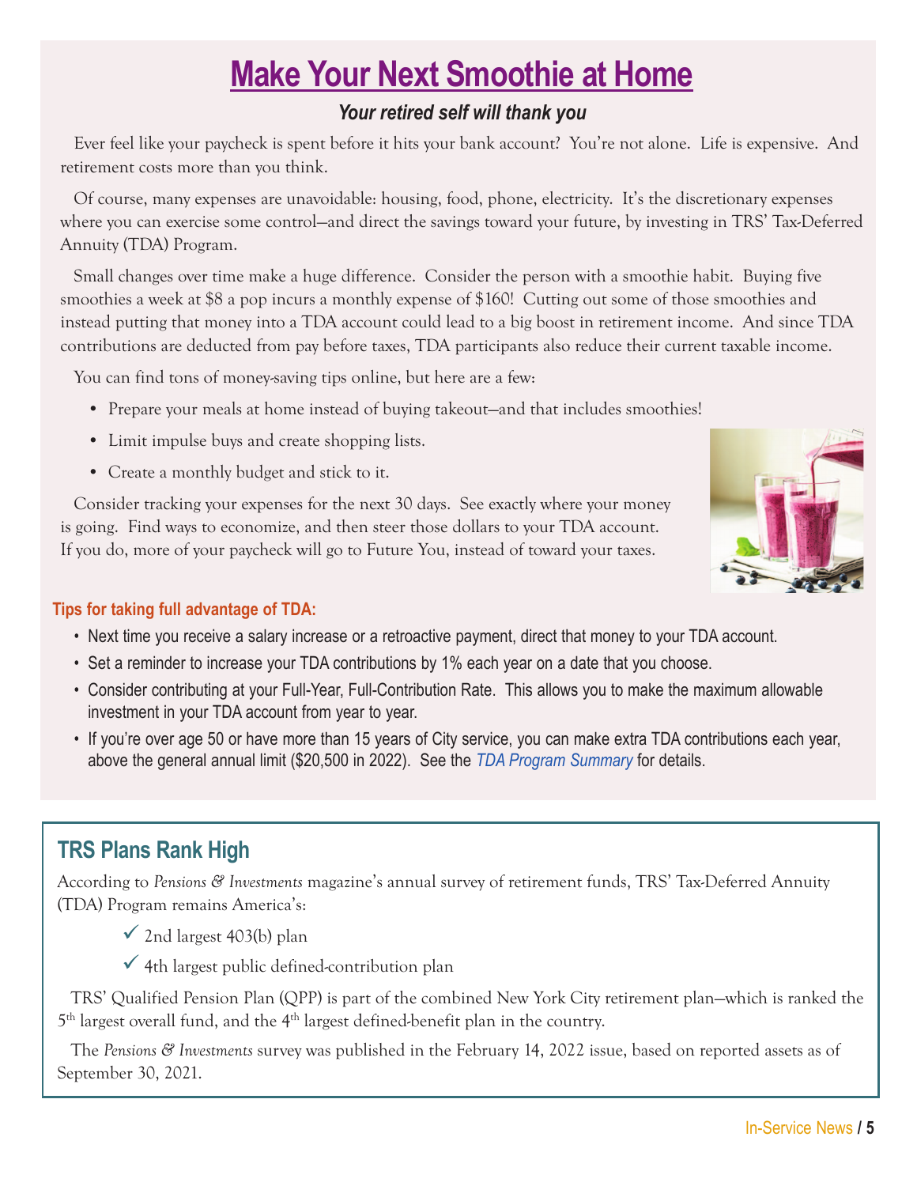# Make Your Next Smoothie at Home

### *Your retired self will thank you*

Ever feel like your paycheck is spent before it hits your bank account? You're not alone. Life is expensive. And retirement costs more than you think.

Of course, many expenses are unavoidable: housing, food, phone, electricity. It's the discretionary expenses where you can exercise some control—and direct the savings toward your future, by investing in TRS' Tax-Deferred Annuity (TDA) Program.

Small changes over time make a huge difference. Consider the person with a smoothie habit. Buying five smoothies a week at $8 a pop incurs a monthly expense of $160! Cutting out some of those smoothies and instead putting that money into a TDA account could lead to a big boost in retirement income. And since TDA contributions are deducted from pay before taxes, TDA participants also reduce their current taxable income.

You can find tons of money-saving tips online, but here are a few:

- Prepare your meals at home instead of buying takeout—and that includes smoothies!
- Limit impulse buys and create shopping lists.
- Create a monthly budget and stick to it.

Consider tracking your expenses for the next 30 days. See exactly where your money is going. Find ways to economize, and then steer those dollars to your TDA account. If you do, more of your paycheck will go to Future You, instead of toward your taxes.

**Tips for taking full advantage of TDA:**

- Next time you receive a salary increase or a retroactive payment, direct that money to your TDA account.
- Set a reminder to increase your TDA contributions by 1% each year on a date that you choose.
- Consider contributing at your Full-Year, Full-Contribution Rate. This allows you to make the maximum allowable investment in your TDA account from year to year.
- If you're over age 50 or have more than 15 years of City service, you can make extra TDA contributions each year, above the general annual limit ($20,500 in 2022). See the *TDA Program Summary* for details.

## TRS Plans Rank High

According to *Pensions & Investments* magazine's annual survey of retirement funds, TRS' Tax-Deferred Annuity (TDA) Program remains America's:

- ✓ 2nd largest 403(b) plan
- ✓ 4th largest public defined-contribution plan

TRS' Qualified Pension Plan (QPP) is part of the combined New York City retirement plan—which is ranked the 5th largest overall fund, and the 4th largest defined-benefit plan in the country.

The *Pensions & Investments* survey was published in the February 14, 2022 issue, based on reported assets as of September 30, 2021.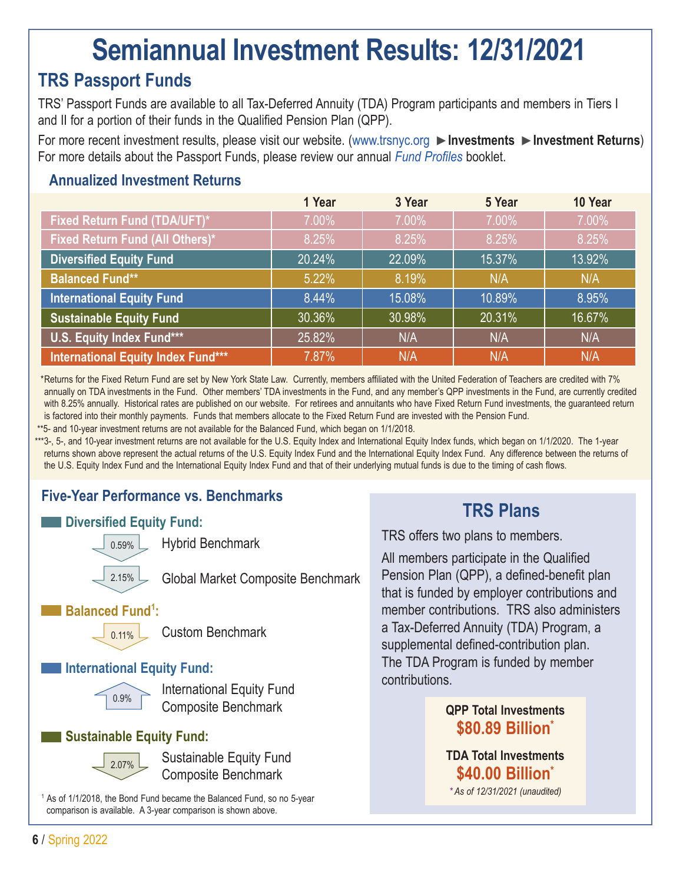# Semiannual Investment Results: 12/31/2021

## TRS Passport Funds

TRS' Passport Funds are available to all Tax-Deferred Annuity (TDA) Program participants and members in Tiers I and II for a portion of their funds in the Qualified Pension Plan (QPP).

For more recent investment results, please visit our website. (www.trsnyc.org ►**Investments** ►**Investment Returns**) For more details about the Passport Funds, please review our annual *Fund Profiles* booklet.

### Annualized Investment Returns

| | 1 Year | 3 Year | 5 Year | 10 Year |
|---|---|---|---|---|
| **Fixed Return Fund (TDA/UFT)*** | 7.00% | 7.00% | 7.00% | 7.00% |
| **Fixed Return Fund (All Others)*** | 8.25% | 8.25% | 8.25% | 8.25% |
| **Diversified Equity Fund** | 20.24% | 22.09% | 15.37% | 13.92% |
| **Balanced Fund**** | 5.22% | 8.19% | N/A | N/A |
| **International Equity Fund** | 8.44% | 15.08% | 10.89% | 8.95% |
| **Sustainable Equity Fund** | 30.36% | 30.98% | 20.31% | 16.67% |
| **U.S. Equity Index Fund***** | 25.82% | N/A | N/A | N/A |
| **International Equity Index Fund***** | 7.87% | N/A | N/A | N/A |

*Returns for the Fixed Return Fund are set by New York State Law. Currently, members affiliated with the United Federation of Teachers are credited with 7% annually on TDA investments in the Fund. Other members' TDA investments in the Fund, and any member's QPP investments in the Fund, are currently credited with 8.25% annually. Historical rates are published on our website. For retirees and annuitants who have Fixed Return Fund investments, the guaranteed return is factored into their monthly payments. Funds that members allocate to the Fixed Return Fund are invested with the Pension Fund.

**5- and 10-year investment returns are not available for the Balanced Fund, which began on 1/1/2018.

***3-, 5-, and 10-year investment returns are not available for the U.S. Equity Index and International Equity Index funds, which began on 1/1/2020. The 1-year returns shown above represent the actual returns of the U.S. Equity Index Fund and the International Equity Index Fund. Any difference between the returns of the U.S. Equity Index Fund and the International Equity Index Fund and that of their underlying mutual funds is due to the timing of cash flows.

### Five-Year Performance vs. Benchmarks

**Diversified Equity Fund:**

- ▼ 0.59% Hybrid Benchmark
- ▼ 2.15% Global Market Composite Benchmark

**Balanced Fund[1]:**

- ▼ 0.11% Custom Benchmark

**International Equity Fund:**

- ▲ 0.9% International Equity Fund Composite Benchmark

**Sustainable Equity Fund:**

- ▼ 2.07% Sustainable Equity Fund Composite Benchmark

[1] As of 1/1/2018, the Bond Fund became the Balanced Fund, so no 5-year comparison is available. A 3-year comparison is shown above.

## TRS Plans

TRS offers two plans to members.

All members participate in the Qualified Pension Plan (QPP), a defined-benefit plan that is funded by employer contributions and member contributions. TRS also administers a Tax-Deferred Annuity (TDA) Program, a supplemental defined-contribution plan. The TDA Program is funded by member contributions.

**QPP Total Investments**
**$80.89 Billion***

**TDA Total Investments**
**$40.00 Billion***

*\* As of 12/31/2021 (unaudited)*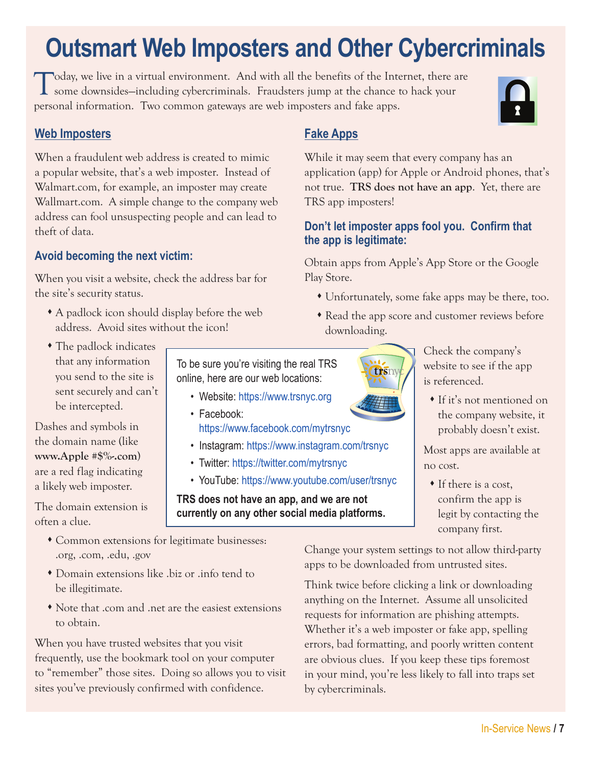# Outsmart Web Imposters and Other Cybercriminals

Today, we live in a virtual environment. And with all the benefits of the Internet, there are some downsides—including cybercriminals. Fraudsters jump at the chance to hack your personal information. Two common gateways are web imposters and fake apps.

## Web Imposters

When a fraudulent web address is created to mimic a popular website, that's a web imposter. Instead of Walmart.com, for example, an imposter may create Wallmart.com. A simple change to the company web address can fool unsuspecting people and can lead to theft of data.

### Avoid becoming the next victim:

When you visit a website, check the address bar for the site's security status.

- A padlock icon should display before the web address. Avoid sites without the icon!
- The padlock indicates that any information you send to the site is sent securely and can't be intercepted.

Dashes and symbols in the domain name (like **www.Apple #$%-.com**) are a red flag indicating a likely web imposter.

The domain extension is often a clue.

- Common extensions for legitimate businesses: .org, .com, .edu, .gov
- Domain extensions like .biz or .info tend to be illegitimate.
- Note that .com and .net are the easiest extensions to obtain.

When you have trusted websites that you visit frequently, use the bookmark tool on your computer to "remember" those sites. Doing so allows you to visit sites you've previously confirmed with confidence.

To be sure you're visiting the real TRS online, here are our web locations:

- Website: https://www.trsnyc.org
- Facebook: https://www.facebook.com/mytrsnyc
- Instagram: https://www.instagram.com/trsnyc
- Twitter: https://twitter.com/mytrsnyc
- YouTube: https://www.youtube.com/user/trsnyc

**TRS does not have an app, and we are not currently on any other social media platforms.**

## Fake Apps

While it may seem that every company has an application (app) for Apple or Android phones, that's not true. **TRS does not have an app**. Yet, there are TRS app imposters!

### Don't let imposter apps fool you. Confirm that the app is legitimate:

Obtain apps from Apple's App Store or the Google Play Store.

- Unfortunately, some fake apps may be there, too.
- Read the app score and customer reviews before downloading.

Check the company's website to see if the app is referenced.

- If it's not mentioned on the company website, it probably doesn't exist.

Most apps are available at no cost.

- If there is a cost, confirm the app is legit by contacting the company first.

Change your system settings to not allow third-party apps to be downloaded from untrusted sites.

Think twice before clicking a link or downloading anything on the Internet. Assume all unsolicited requests for information are phishing attempts. Whether it's a web imposter or fake app, spelling errors, bad formatting, and poorly written content are obvious clues. If you keep these tips foremost in your mind, you're less likely to fall into traps set by cybercriminals.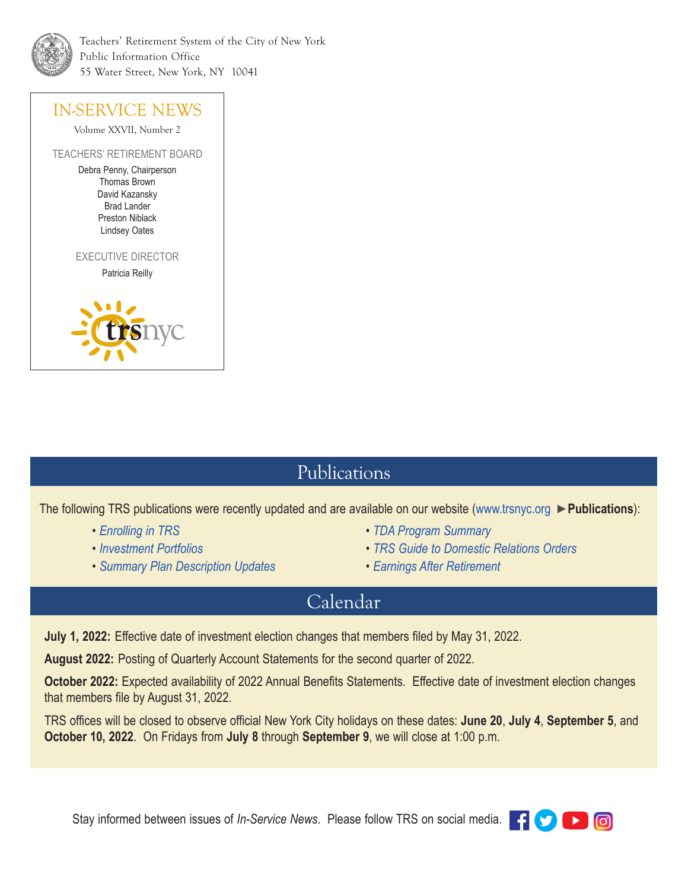Teachers' Retirement System of the City of New York
Public Information Office
55 Water Street, New York, NY 10041

# IN-SERVICE NEWS

Volume XXVII, Number 2

TEACHERS' RETIREMENT BOARD

Debra Penny, Chairperson
Thomas Brown
David Kazansky
Brad Lander
Preston Niblack
Lindsey Oates

EXECUTIVE DIRECTOR

Patricia Reilly

## Publications

The following TRS publications were recently updated and are available on our website (www.trsnyc.org ►**Publications**):

- *Enrolling in TRS*
- *Investment Portfolios*
- *Summary Plan Description Updates*
- *TDA Program Summary*
- *TRS Guide to Domestic Relations Orders*
- *Earnings After Retirement*

## Calendar

**July 1, 2022:** Effective date of investment election changes that members filed by May 31, 2022.

**August 2022:** Posting of Quarterly Account Statements for the second quarter of 2022.

**October 2022:** Expected availability of 2022 Annual Benefits Statements. Effective date of investment election changes that members file by August 31, 2022.

TRS offices will be closed to observe official New York City holidays on these dates: **June 20**, **July 4**, **September 5**, and **October 10, 2022**. On Fridays from **July 8** through **September 9**, we will close at 1:00 p.m.

Stay informed between issues of *In-Service News*. Please follow TRS on social media.